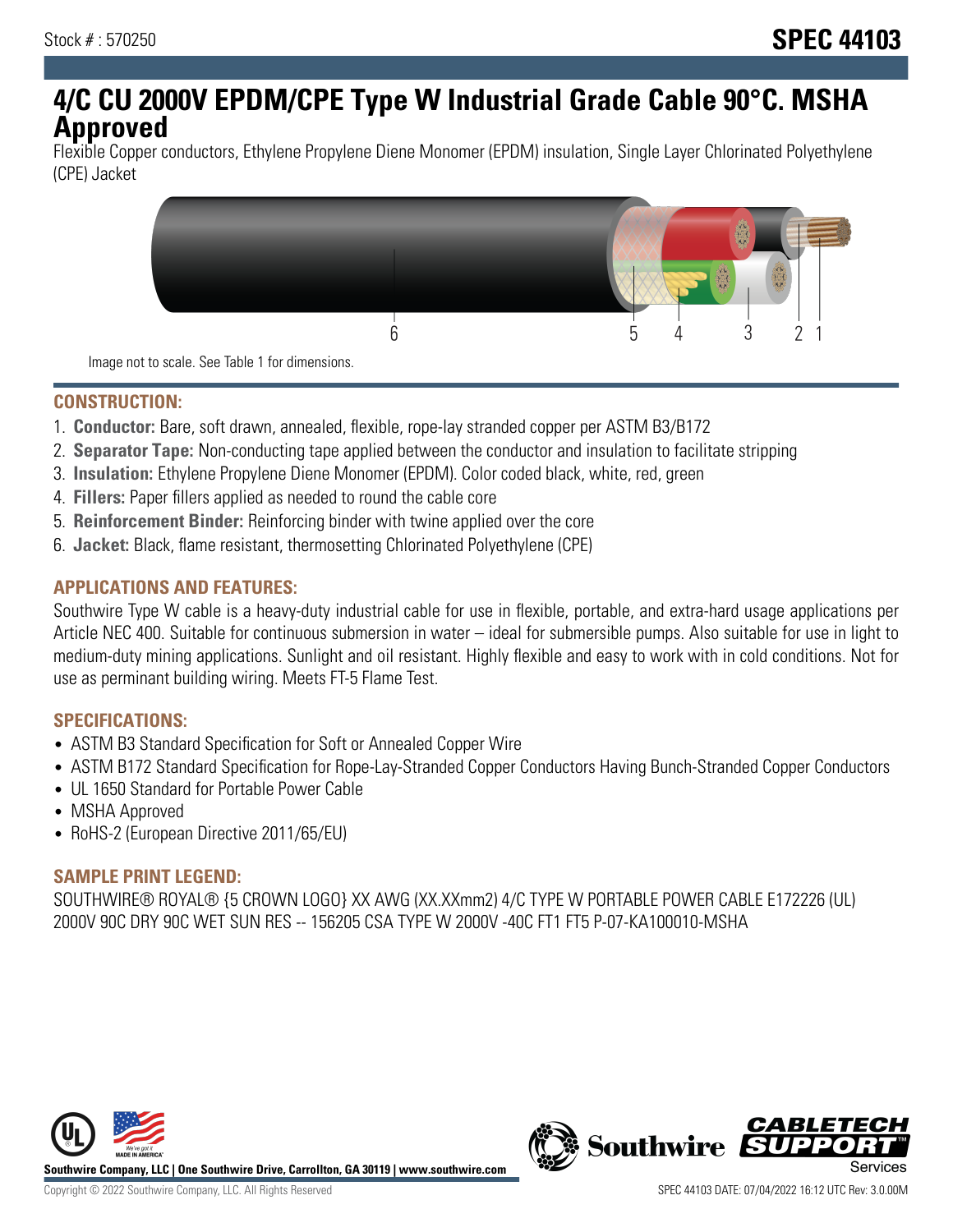Stock # : 570250

**SPEC 44103**

# 4/C CU 2000V EPDM/CPE Type W Industrial Grade Cable 90°C. MSHA Approved

Flexible Copper conductors, Ethylene Propylene Diene Monomer (EPDM) insulation, Single Layer Chlorinated Polyethylene (CPE) Jacket

Image not to scale. See Table 1 for dimensions.

## CONSTRUCTION:

1. **Conductor:** Bare, soft drawn, annealed, flexible, rope-lay stranded copper per ASTM B3/B172
2. **Separator Tape:** Non-conducting tape applied between the conductor and insulation to facilitate stripping
3. **Insulation:** Ethylene Propylene Diene Monomer (EPDM). Color coded black, white, red, green
4. **Fillers:** Paper fillers applied as needed to round the cable core
5. **Reinforcement Binder:** Reinforcing binder with twine applied over the core
6. **Jacket:** Black, flame resistant, thermosetting Chlorinated Polyethylene (CPE)

## APPLICATIONS AND FEATURES:

Southwire Type W cable is a heavy-duty industrial cable for use in flexible, portable, and extra-hard usage applications per Article NEC 400. Suitable for continuous submersion in water – ideal for submersible pumps. Also suitable for use in light to medium-duty mining applications. Sunlight and oil resistant. Highly flexible and easy to work with in cold conditions. Not for use as perminant building wiring. Meets FT-5 Flame Test.

## SPECIFICATIONS:

- ASTM B3 Standard Specification for Soft or Annealed Copper Wire
- ASTM B172 Standard Specification for Rope-Lay-Stranded Copper Conductors Having Bunch-Stranded Copper Conductors
- UL 1650 Standard for Portable Power Cable
- MSHA Approved
- RoHS-2 (European Directive 2011/65/EU)

## SAMPLE PRINT LEGEND:

SOUTHWIRE® ROYAL® {5 CROWN LOGO} XX AWG (XX.XXmm2) 4/C TYPE W PORTABLE POWER CABLE E172226 (UL) 2000V 90C DRY 90C WET SUN RES -- 156205 CSA TYPE W 2000V -40C FT1 FT5 P-07-KA100010-MSHA

**Southwire Company, LLC | One Southwire Drive, Carrollton, GA 30119 | www.southwire.com**

Copyright © 2022 Southwire Company, LLC. All Rights Reserved

SPEC 44103 DATE: 07/04/2022 16:12 UTC Rev: 3.0.00M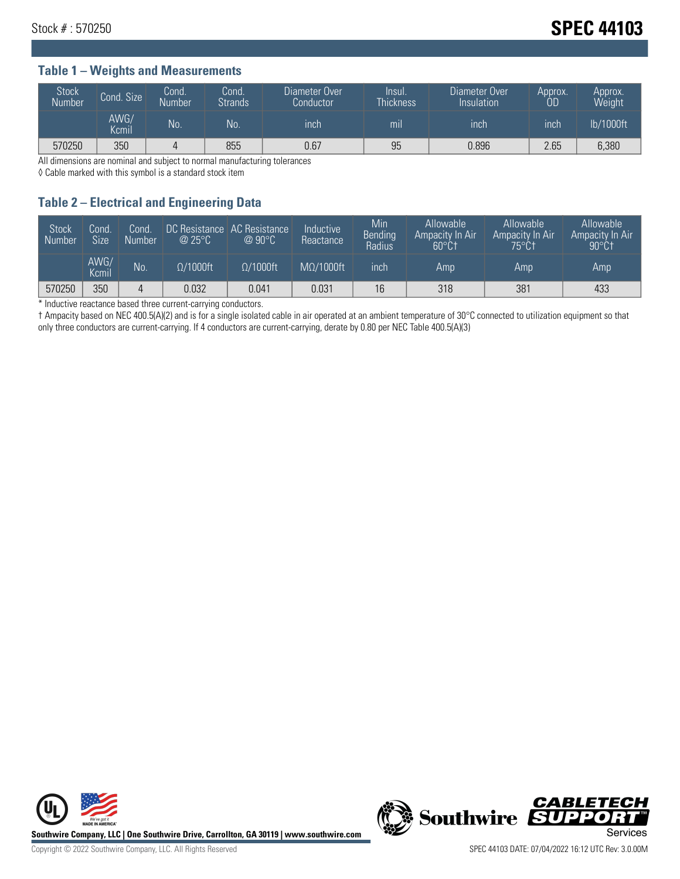Stock # : 570250

# SPEC 44103

## Table 1 – Weights and Measurements

| Stock Number | Cond. Size | Cond. Number | Cond. Strands | Diameter Over Conductor | Insul. Thickness | Diameter Over Insulation | Approx. OD | Approx. Weight |
|---|---|---|---|---|---|---|---|---|
| | AWG/ Kcmil | No. | No. | inch | mil | inch | inch | lb/1000ft |
| 570250 | 350 | 4 | 855 | 0.67 | 95 | 0.896 | 2.65 | 6,380 |

All dimensions are nominal and subject to normal manufacturing tolerances

◊ Cable marked with this symbol is a standard stock item

## Table 2 – Electrical and Engineering Data

| Stock Number | Cond. Size | Cond. Number | DC Resistance @ 25°C | AC Resistance @ 90°C | Inductive Reactance | Min Bending Radius | Allowable Ampacity In Air 60°C† | Allowable Ampacity In Air 75°C† | Allowable Ampacity In Air 90°C† |
|---|---|---|---|---|---|---|---|---|---|
| | AWG/ Kcmil | No. | Ω/1000ft | Ω/1000ft | MΩ/1000ft | inch | Amp | Amp | Amp |
| 570250 | 350 | 4 | 0.032 | 0.041 | 0.031 | 16 | 318 | 381 | 433 |

* Inductive reactance based three current-carrying conductors.

† Ampacity based on NEC 400.5(A)(2) and is for a single isolated cable in air operated at an ambient temperature of 30°C connected to utilization equipment so that only three conductors are current-carrying. If 4 conductors are current-carrying, derate by 0.80 per NEC Table 400.5(A)(3)

Southwire Company, LLC | One Southwire Drive, Carrollton, GA 30119 | www.southwire.com

Copyright © 2022 Southwire Company, LLC. All Rights Reserved

SPEC 44103 DATE: 07/04/2022 16:12 UTC Rev: 3.0.00M